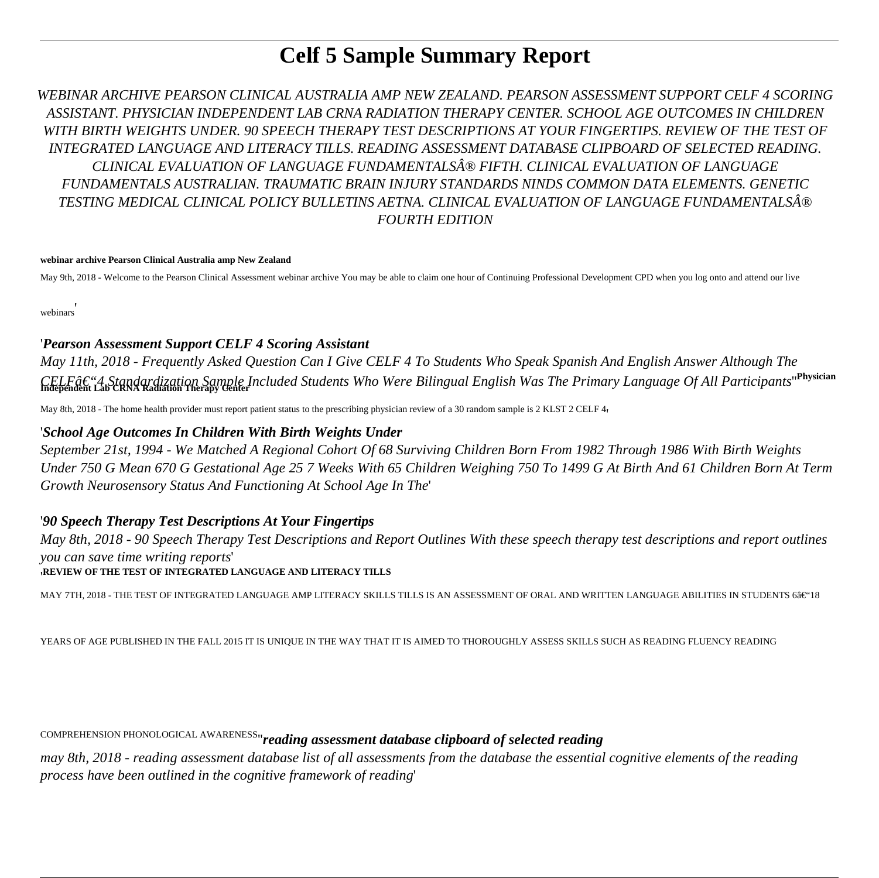# Celf 5 Sample Summary Report

*WEBINAR ARCHIVE PEARSON CLINICAL AUSTRALIA AMP NEW ZEALAND. PEARSON ASSESSMENT SUPPORT CELF 4 SCORING ASSISTANT. PHYSICIAN INDEPENDENT LAB CRNA RADIATION THERAPY CENTER. SCHOOL AGE OUTCOMES IN CHILDREN WITH BIRTH WEIGHTS UNDER. 90 SPEECH THERAPY TEST DESCRIPTIONS AT YOUR FINGERTIPS. REVIEW OF THE TEST OF INTEGRATED LANGUAGE AND LITERACY TILLS. READING ASSESSMENT DATABASE CLIPBOARD OF SELECTED READING. CLINICAL EVALUATION OF LANGUAGE FUNDAMENTALSÂ® FIFTH. CLINICAL EVALUATION OF LANGUAGE FUNDAMENTALS AUSTRALIAN. TRAUMATIC BRAIN INJURY STANDARDS NINDS COMMON DATA ELEMENTS. GENETIC TESTING MEDICAL CLINICAL POLICY BULLETINS AETNA. CLINICAL EVALUATION OF LANGUAGE FUNDAMENTALSÂ® FOURTH EDITION*

**webinar archive Pearson Clinical Australia amp New Zealand**

May 9th, 2018 - Welcome to the Pearson Clinical Assessment webinar archive You may be able to claim one hour of Continuing Professional Development CPD when you log onto and attend our live webinars'

'*Pearson Assessment Support CELF 4 Scoring Assistant*

*May 11th, 2018 - Frequently Asked Question Can I Give CELF 4 To Students Who Speak Spanish And English Answer Although The CELFâ€"4 Standardization Sample Included Students Who Were Bilingual English Was The Primary Language Of All Participants*''**Physician Independent Lab CRNA Radiation Therapy Center**

May 8th, 2018 - The home health provider must report patient status to the prescribing physician review of a 30 random sample is 2 KLST 2 CELF 4'

'*School Age Outcomes In Children With Birth Weights Under*

*September 21st, 1994 - We Matched A Regional Cohort Of 68 Surviving Children Born From 1982 Through 1986 With Birth Weights Under 750 G Mean 670 G Gestational Age 25 7 Weeks With 65 Children Weighing 750 To 1499 G At Birth And 61 Children Born At Term Growth Neurosensory Status And Functioning At School Age In The*'

'*90 Speech Therapy Test Descriptions At Your Fingertips*

*May 8th, 2018 - 90 Speech Therapy Test Descriptions and Report Outlines With these speech therapy test descriptions and report outlines you can save time writing reports*'

'**REVIEW OF THE TEST OF INTEGRATED LANGUAGE AND LITERACY TILLS**

MAY 7TH, 2018 - THE TEST OF INTEGRATED LANGUAGE AMP LITERACY SKILLS TILLS IS AN ASSESSMENT OF ORAL AND WRITTEN LANGUAGE ABILITIES IN STUDENTS 6â€"18 YEARS OF AGE PUBLISHED IN THE FALL 2015 IT IS UNIQUE IN THE WAY THAT IT IS AIMED TO THOROUGHLY ASSESS SKILLS SUCH AS READING FLUENCY READING COMPREHENSION PHONOLOGICAL AWARENESS''*reading assessment database clipboard of selected reading*

*may 8th, 2018 - reading assessment database list of all assessments from the database the essential cognitive elements of the reading process have been outlined in the cognitive framework of reading*'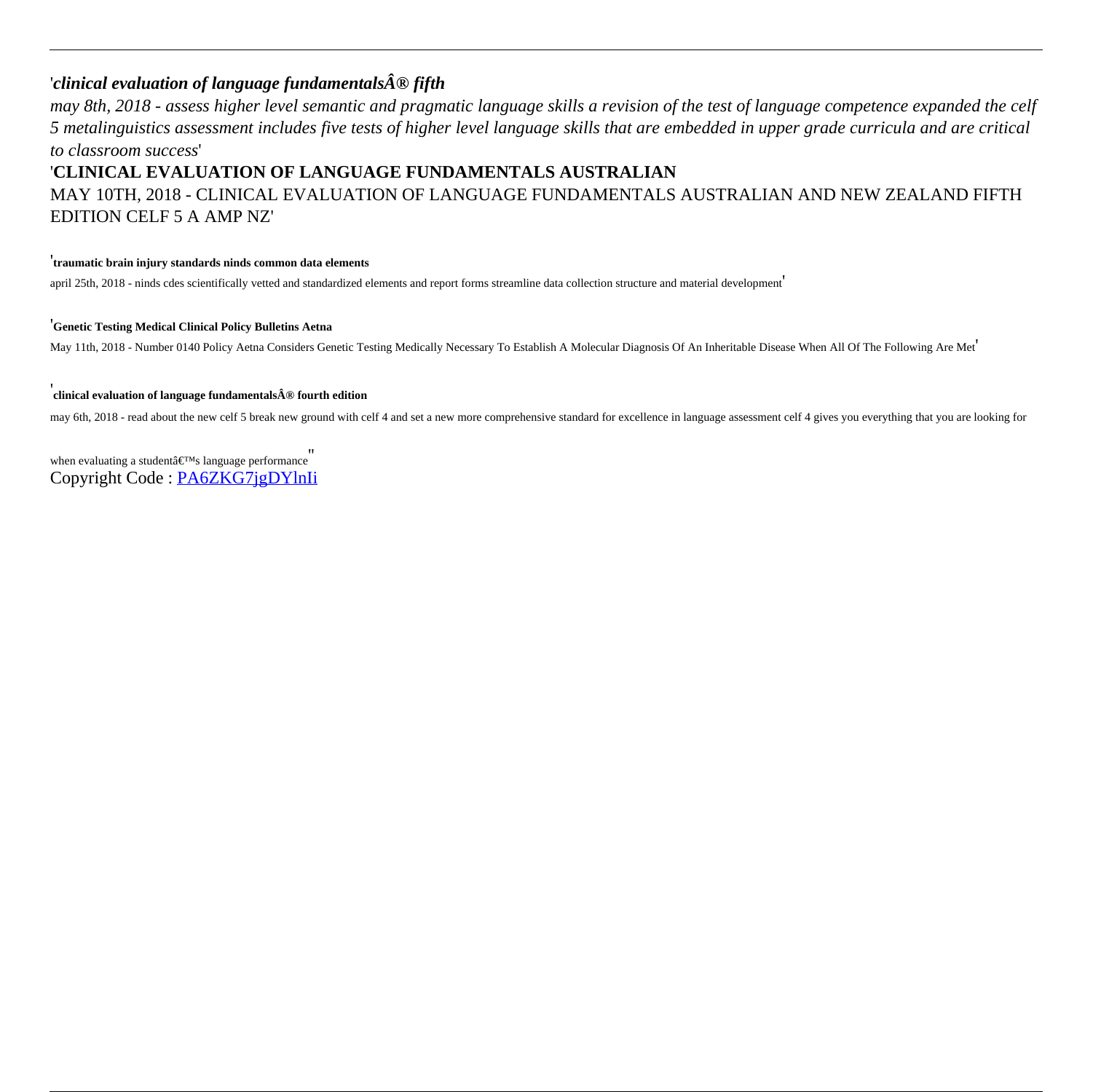'*clinical evaluation of language fundamentals® fifth*

*may 8th, 2018 - assess higher level semantic and pragmatic language skills a revision of the test of language competence expanded the celf 5 metalinguistics assessment includes five tests of higher level language skills that are embedded in upper grade curricula and are critical to classroom success*'

'**CLINICAL EVALUATION OF LANGUAGE FUNDAMENTALS AUSTRALIAN**

MAY 10TH, 2018 - CLINICAL EVALUATION OF LANGUAGE FUNDAMENTALS AUSTRALIAN AND NEW ZEALAND FIFTH EDITION CELF 5 A AMP NZ'

'**traumatic brain injury standards ninds common data elements**

april 25th, 2018 - ninds cdes scientifically vetted and standardized elements and report forms streamline data collection structure and material development'

'**Genetic Testing Medical Clinical Policy Bulletins Aetna**

May 11th, 2018 - Number 0140 Policy Aetna Considers Genetic Testing Medically Necessary To Establish A Molecular Diagnosis Of An Inheritable Disease When All Of The Following Are Met'

'**clinical evaluation of language fundamentals® fourth edition**

may 6th, 2018 - read about the new celf 5 break new ground with celf 4 and set a new more comprehensive standard for excellence in language assessment celf 4 gives you everything that you are looking for when evaluating a student's language performance''

Copyright Code : PA6ZKG7jgDYlnIi